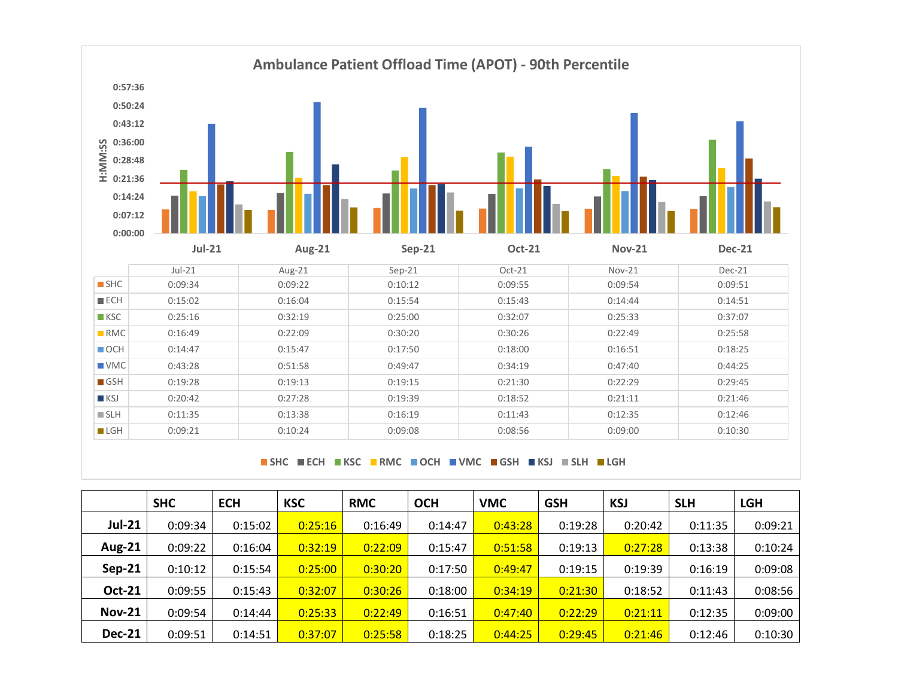## Ambulance Patient Offload Time (APOT) - 90th Percentile

| | Jul-21 | Aug-21 | Sep-21 | Oct-21 | Nov-21 | Dec-21 |
|---|---|---|---|---|---|---|
| SHC | 0:09:34 | 0:09:22 | 0:10:12 | 0:09:55 | 0:09:54 | 0:09:51 |
| ECH | 0:15:02 | 0:16:04 | 0:15:54 | 0:15:43 | 0:14:44 | 0:14:51 |
| KSC | 0:25:16 | 0:32:19 | 0:25:00 | 0:32:07 | 0:25:33 | 0:37:07 |
| RMC | 0:16:49 | 0:22:09 | 0:30:20 | 0:30:26 | 0:22:49 | 0:25:58 |
| OCH | 0:14:47 | 0:15:47 | 0:17:50 | 0:18:00 | 0:16:51 | 0:18:25 |
| VMC | 0:43:28 | 0:51:58 | 0:49:47 | 0:34:19 | 0:47:40 | 0:44:25 |
| GSH | 0:19:28 | 0:19:13 | 0:19:15 | 0:21:30 | 0:22:29 | 0:29:45 |
| KSJ | 0:20:42 | 0:27:28 | 0:19:39 | 0:18:52 | 0:21:11 | 0:21:46 |
| SLH | 0:11:35 | 0:13:38 | 0:16:19 | 0:11:43 | 0:12:35 | 0:12:46 |
| LGH | 0:09:21 | 0:10:24 | 0:09:08 | 0:08:56 | 0:09:00 | 0:10:30 |

| | SHC | ECH | KSC | RMC | OCH | VMC | GSH | KSJ | SLH | LGH |
|---|---|---|---|---|---|---|---|---|---|---|
| **Jul-21** | 0:09:34 | 0:15:02 | 0:25:16 | 0:16:49 | 0:14:47 | 0:43:28 | 0:19:28 | 0:20:42 | 0:11:35 | 0:09:21 |
| **Aug-21** | 0:09:22 | 0:16:04 | 0:32:19 | 0:22:09 | 0:15:47 | 0:51:58 | 0:19:13 | 0:27:28 | 0:13:38 | 0:10:24 |
| **Sep-21** | 0:10:12 | 0:15:54 | 0:25:00 | 0:30:20 | 0:17:50 | 0:49:47 | 0:19:15 | 0:19:39 | 0:16:19 | 0:09:08 |
| **Oct-21** | 0:09:55 | 0:15:43 | 0:32:07 | 0:30:26 | 0:18:00 | 0:34:19 | 0:21:30 | 0:18:52 | 0:11:43 | 0:08:56 |
| **Nov-21** | 0:09:54 | 0:14:44 | 0:25:33 | 0:22:49 | 0:16:51 | 0:47:40 | 0:22:29 | 0:21:11 | 0:12:35 | 0:09:00 |
| **Dec-21** | 0:09:51 | 0:14:51 | 0:37:07 | 0:25:58 | 0:18:25 | 0:44:25 | 0:29:45 | 0:21:46 | 0:12:46 | 0:10:30 |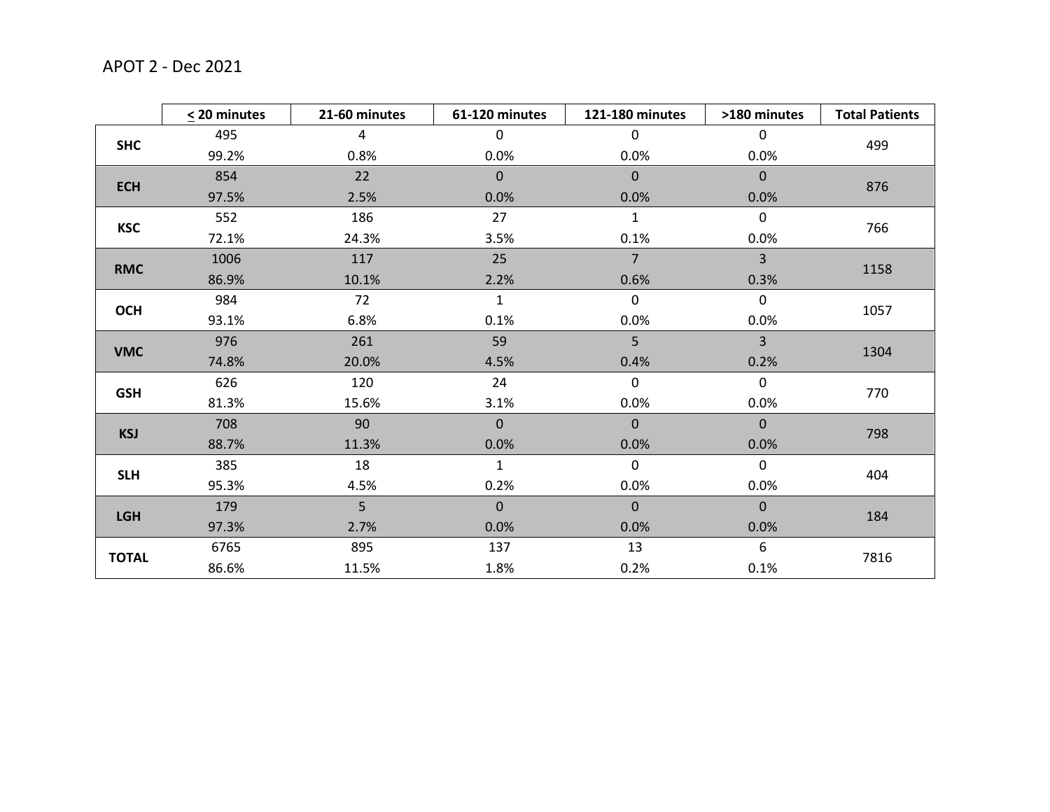APOT 2 - Dec 2021

| | ≤ 20 minutes | 21-60 minutes | 61-120 minutes | 121-180 minutes | >180 minutes | Total Patients |
|---|---|---|---|---|---|---|
| **SHC** | 495 | 4 | 0 | 0 | 0 | 499 |
| | 99.2% | 0.8% | 0.0% | 0.0% | 0.0% | |
| **ECH** | 854 | 22 | 0 | 0 | 0 | 876 |
| | 97.5% | 2.5% | 0.0% | 0.0% | 0.0% | |
| **KSC** | 552 | 186 | 27 | 1 | 0 | 766 |
| | 72.1% | 24.3% | 3.5% | 0.1% | 0.0% | |
| **RMC** | 1006 | 117 | 25 | 7 | 3 | 1158 |
| | 86.9% | 10.1% | 2.2% | 0.6% | 0.3% | |
| **OCH** | 984 | 72 | 1 | 0 | 0 | 1057 |
| | 93.1% | 6.8% | 0.1% | 0.0% | 0.0% | |
| **VMC** | 976 | 261 | 59 | 5 | 3 | 1304 |
| | 74.8% | 20.0% | 4.5% | 0.4% | 0.2% | |
| **GSH** | 626 | 120 | 24 | 0 | 0 | 770 |
| | 81.3% | 15.6% | 3.1% | 0.0% | 0.0% | |
| **KSJ** | 708 | 90 | 0 | 0 | 0 | 798 |
| | 88.7% | 11.3% | 0.0% | 0.0% | 0.0% | |
| **SLH** | 385 | 18 | 1 | 0 | 0 | 404 |
| | 95.3% | 4.5% | 0.2% | 0.0% | 0.0% | |
| **LGH** | 179 | 5 | 0 | 0 | 0 | 184 |
| | 97.3% | 2.7% | 0.0% | 0.0% | 0.0% | |
| **TOTAL** | 6765 | 895 | 137 | 13 | 6 | 7816 |
| | 86.6% | 11.5% | 1.8% | 0.2% | 0.1% | |